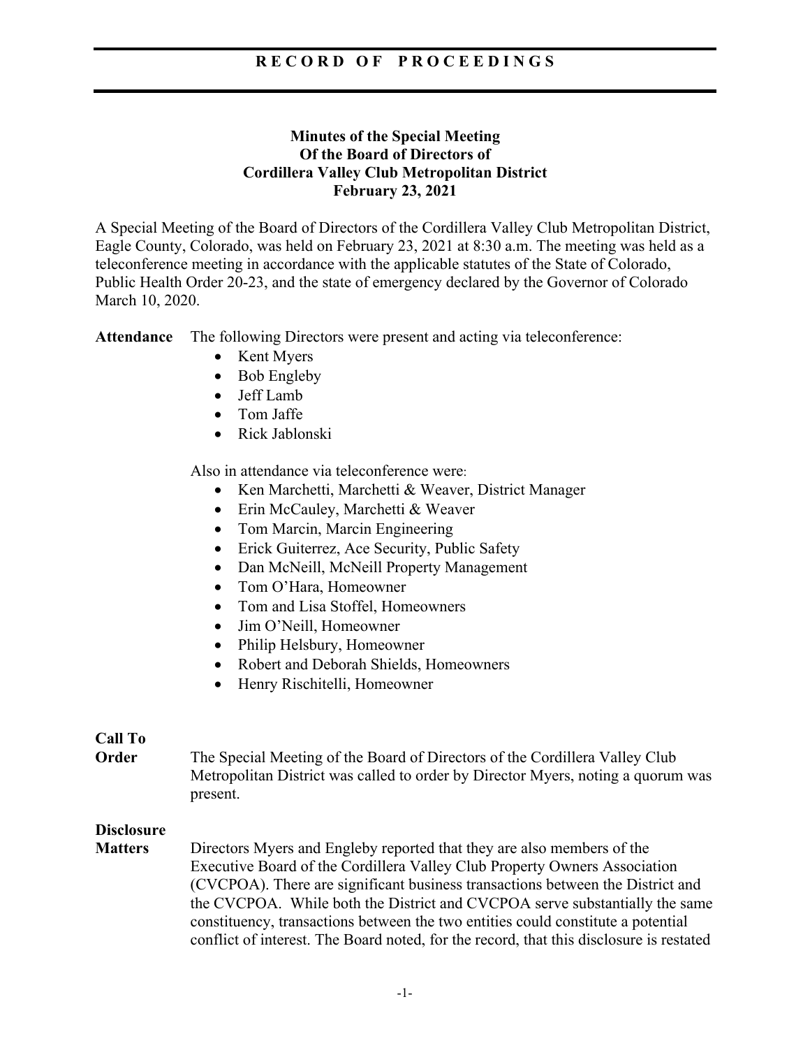# RECORD OF PROCEEDINGS

**Minutes of the Special Meeting**
**Of the Board of Directors of**
**Cordillera Valley Club Metropolitan District**
**February 23, 2021**

A Special Meeting of the Board of Directors of the Cordillera Valley Club Metropolitan District, Eagle County, Colorado, was held on February 23, 2021 at 8:30 a.m. The meeting was held as a teleconference meeting in accordance with the applicable statutes of the State of Colorado, Public Health Order 20-23, and the state of emergency declared by the Governor of Colorado March 10, 2020.

**Attendance** The following Directors were present and acting via teleconference:

- Kent Myers
- Bob Engleby
- Jeff Lamb
- Tom Jaffe
- Rick Jablonski

Also in attendance via teleconference were:

- Ken Marchetti, Marchetti & Weaver, District Manager
- Erin McCauley, Marchetti & Weaver
- Tom Marcin, Marcin Engineering
- Erick Guiterrez, Ace Security, Public Safety
- Dan McNeill, McNeill Property Management
- Tom O'Hara, Homeowner
- Tom and Lisa Stoffel, Homeowners
- Jim O'Neill, Homeowner
- Philip Helsbury, Homeowner
- Robert and Deborah Shields, Homeowners
- Henry Rischitelli, Homeowner

**Call To Order** The Special Meeting of the Board of Directors of the Cordillera Valley Club Metropolitan District was called to order by Director Myers, noting a quorum was present.

**Disclosure Matters** Directors Myers and Engleby reported that they are also members of the Executive Board of the Cordillera Valley Club Property Owners Association (CVCPOA). There are significant business transactions between the District and the CVCPOA. While both the District and CVCPOA serve substantially the same constituency, transactions between the two entities could constitute a potential conflict of interest. The Board noted, for the record, that this disclosure is restated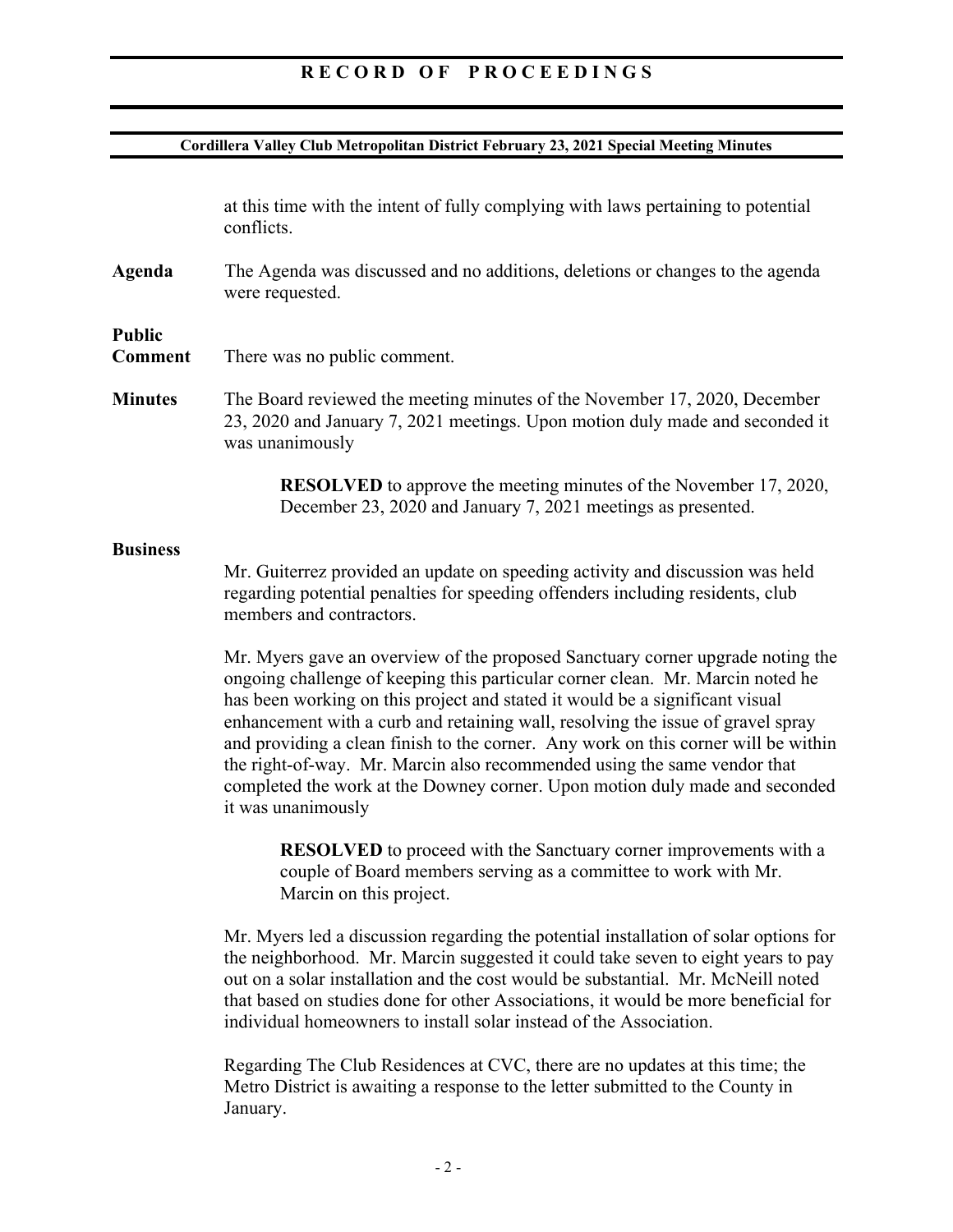at this time with the intent of fully complying with laws pertaining to potential conflicts.

**Agenda** The Agenda was discussed and no additions, deletions or changes to the agenda were requested.

**Public Comment** There was no public comment.

**Minutes** The Board reviewed the meeting minutes of the November 17, 2020, December 23, 2020 and January 7, 2021 meetings. Upon motion duly made and seconded it was unanimously

> **RESOLVED** to approve the meeting minutes of the November 17, 2020, December 23, 2020 and January 7, 2021 meetings as presented.

**Business**

Mr. Guiterrez provided an update on speeding activity and discussion was held regarding potential penalties for speeding offenders including residents, club members and contractors.

Mr. Myers gave an overview of the proposed Sanctuary corner upgrade noting the ongoing challenge of keeping this particular corner clean. Mr. Marcin noted he has been working on this project and stated it would be a significant visual enhancement with a curb and retaining wall, resolving the issue of gravel spray and providing a clean finish to the corner. Any work on this corner will be within the right-of-way. Mr. Marcin also recommended using the same vendor that completed the work at the Downey corner. Upon motion duly made and seconded it was unanimously

> **RESOLVED** to proceed with the Sanctuary corner improvements with a couple of Board members serving as a committee to work with Mr. Marcin on this project.

Mr. Myers led a discussion regarding the potential installation of solar options for the neighborhood. Mr. Marcin suggested it could take seven to eight years to pay out on a solar installation and the cost would be substantial. Mr. McNeill noted that based on studies done for other Associations, it would be more beneficial for individual homeowners to install solar instead of the Association.

Regarding The Club Residences at CVC, there are no updates at this time; the Metro District is awaiting a response to the letter submitted to the County in January.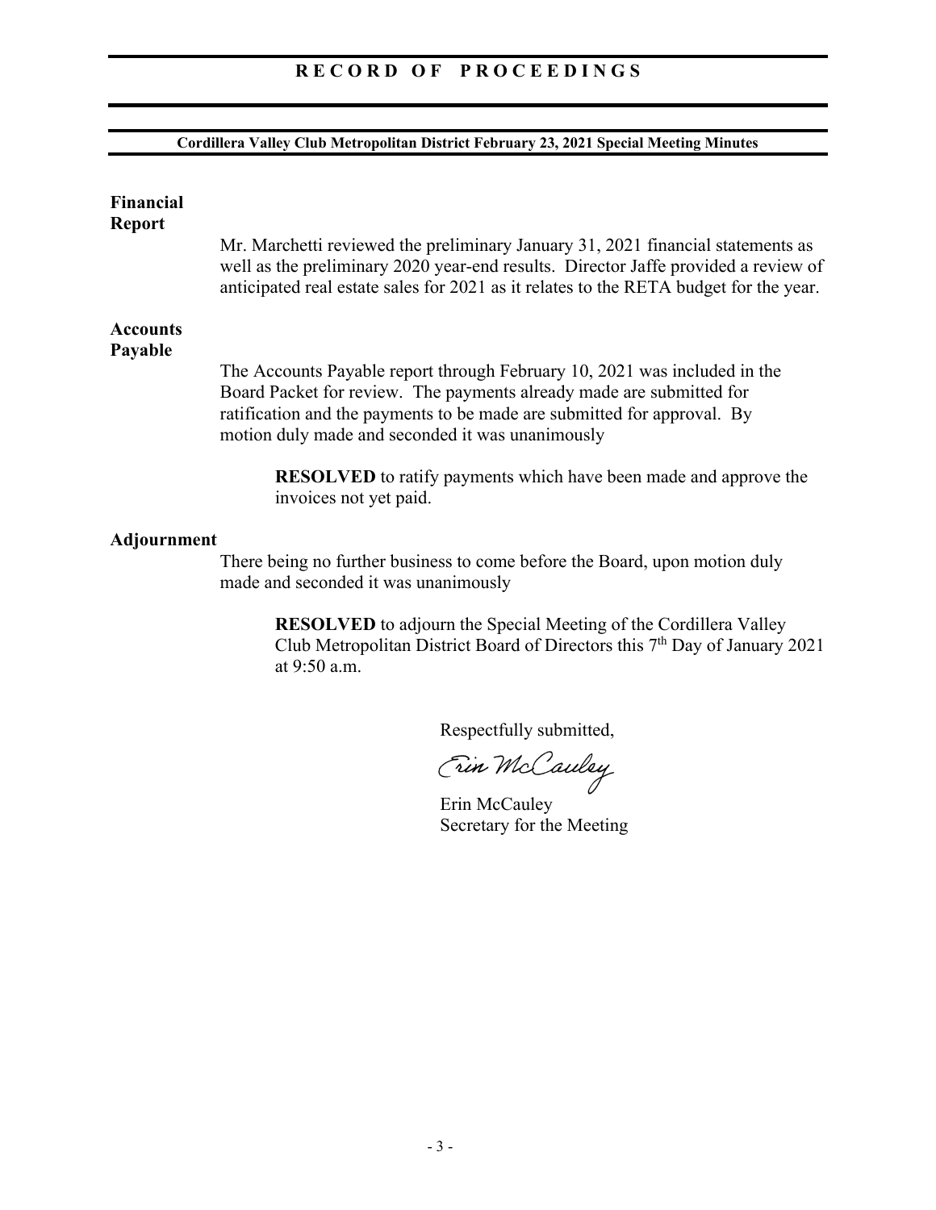**Financial Report**

Mr. Marchetti reviewed the preliminary January 31, 2021 financial statements as well as the preliminary 2020 year-end results. Director Jaffe provided a review of anticipated real estate sales for 2021 as it relates to the RETA budget for the year.

**Accounts Payable**

The Accounts Payable report through February 10, 2021 was included in the Board Packet for review. The payments already made are submitted for ratification and the payments to be made are submitted for approval. By motion duly made and seconded it was unanimously

> **RESOLVED** to ratify payments which have been made and approve the invoices not yet paid.

**Adjournment**

There being no further business to come before the Board, upon motion duly made and seconded it was unanimously

> **RESOLVED** to adjourn the Special Meeting of the Cordillera Valley Club Metropolitan District Board of Directors this 7th Day of January 2021 at 9:50 a.m.

Respectfully submitted,

Erin McCauley

Erin McCauley
Secretary for the Meeting